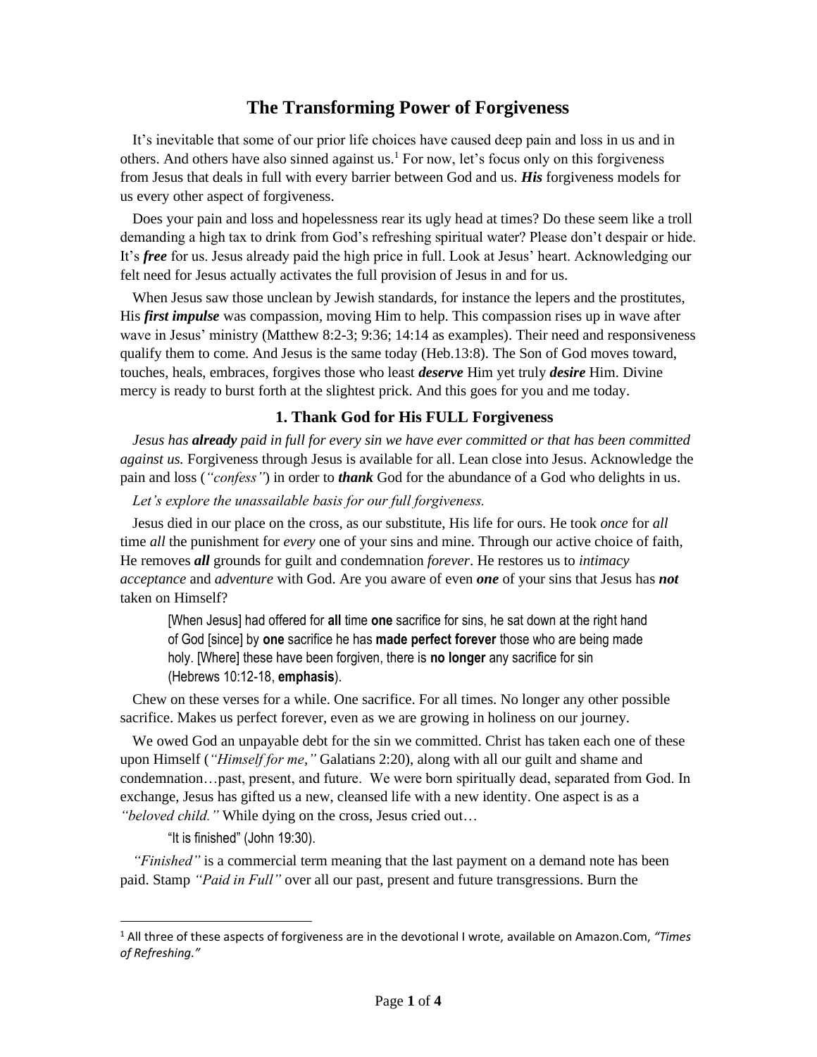# The Transforming Power of Forgiveness

It's inevitable that some of our prior life choices have caused deep pain and loss in us and in others. And others have also sinned against us.[1] For now, let's focus only on this forgiveness from Jesus that deals in full with every barrier between God and us. ***His*** forgiveness models for us every other aspect of forgiveness.

Does your pain and loss and hopelessness rear its ugly head at times? Do these seem like a troll demanding a high tax to drink from God's refreshing spiritual water? Please don't despair or hide. It's ***free*** for us. Jesus already paid the high price in full. Look at Jesus' heart. Acknowledging our felt need for Jesus actually activates the full provision of Jesus in and for us.

When Jesus saw those unclean by Jewish standards, for instance the lepers and the prostitutes, His ***first impulse*** was compassion, moving Him to help. This compassion rises up in wave after wave in Jesus' ministry (Matthew 8:2-3; 9:36; 14:14 as examples). Their need and responsiveness qualify them to come. And Jesus is the same today (Heb.13:8). The Son of God moves toward, touches, heals, embraces, forgives those who least ***deserve*** Him yet truly ***desire*** Him. Divine mercy is ready to burst forth at the slightest prick. And this goes for you and me today.

## 1. Thank God for His FULL Forgiveness

*Jesus has **already** paid in full for every sin we have ever committed or that has been committed against us.* Forgiveness through Jesus is available for all. Lean close into Jesus. Acknowledge the pain and loss (*"confess"*) in order to ***thank*** God for the abundance of a God who delights in us.

*Let's explore the unassailable basis for our full forgiveness.*

Jesus died in our place on the cross, as our substitute, His life for ours. He took *once* for *all* time *all* the punishment for *every* one of your sins and mine. Through our active choice of faith, He removes ***all*** grounds for guilt and condemnation *forever*. He restores us to *intimacy acceptance* and *adventure* with God. Are you aware of even ***one*** of your sins that Jesus has ***not*** taken on Himself?

> [When Jesus] had offered for **all** time **one** sacrifice for sins, he sat down at the right hand of God [since] by **one** sacrifice he has **made perfect forever** those who are being made holy. [Where] these have been forgiven, there is **no longer** any sacrifice for sin (Hebrews 10:12-18, **emphasis**).

Chew on these verses for a while. One sacrifice. For all times. No longer any other possible sacrifice. Makes us perfect forever, even as we are growing in holiness on our journey.

We owed God an unpayable debt for the sin we committed. Christ has taken each one of these upon Himself (*"Himself for me,"* Galatians 2:20), along with all our guilt and shame and condemnation…past, present, and future. We were born spiritually dead, separated from God. In exchange, Jesus has gifted us a new, cleansed life with a new identity. One aspect is as a *"beloved child."* While dying on the cross, Jesus cried out…

> "It is finished" (John 19:30).

*"Finished"* is a commercial term meaning that the last payment on a demand note has been paid. Stamp *"Paid in Full"* over all our past, present and future transgressions. Burn the

---

[1] All three of these aspects of forgiveness are in the devotional I wrote, available on Amazon.Com, *"Times of Refreshing."*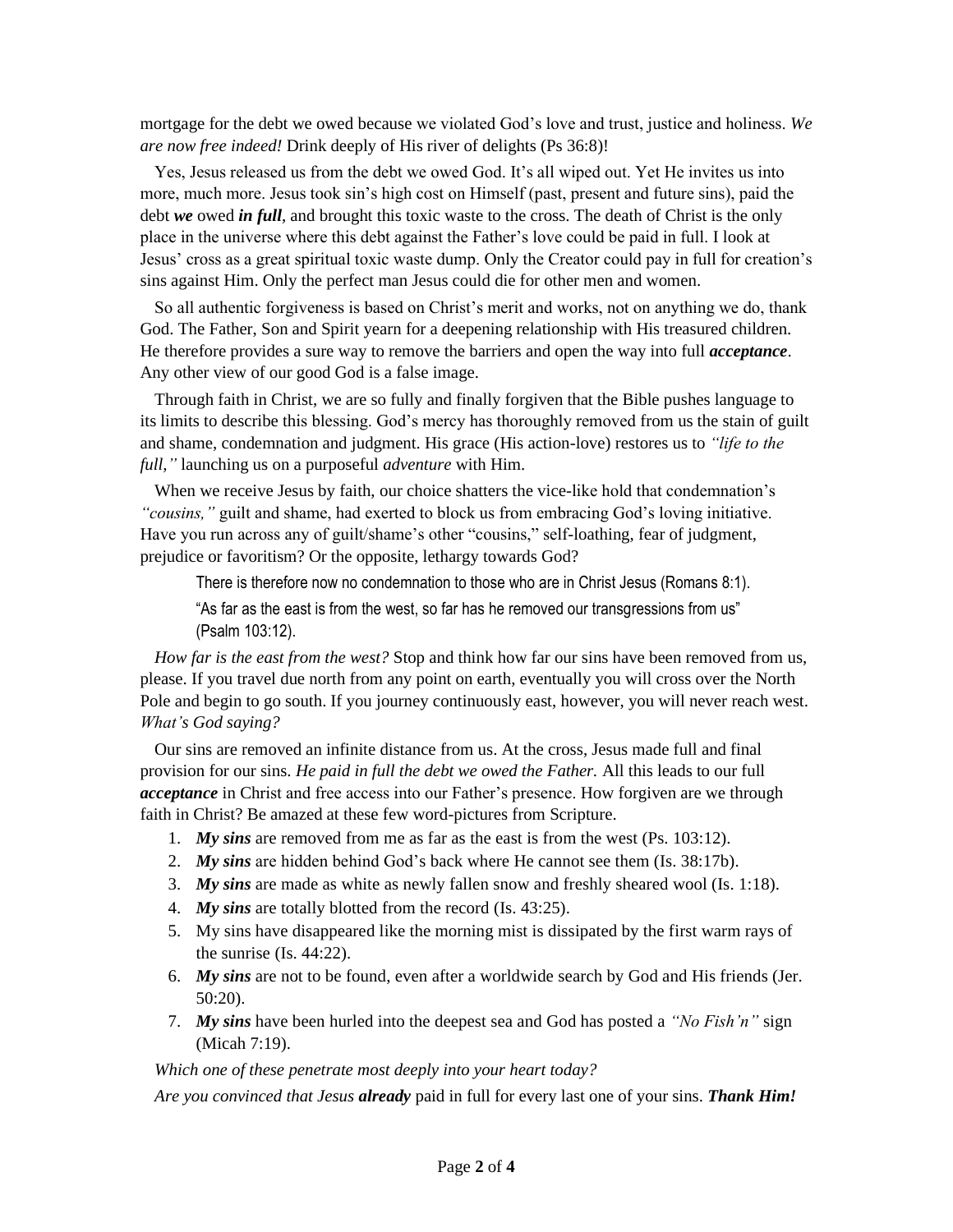mortgage for the debt we owed because we violated God's love and trust, justice and holiness. *We are now free indeed!* Drink deeply of His river of delights (Ps 36:8)!

Yes, Jesus released us from the debt we owed God. It's all wiped out. Yet He invites us into more, much more. Jesus took sin's high cost on Himself (past, present and future sins), paid the debt ***we*** owed ***in full***, and brought this toxic waste to the cross. The death of Christ is the only place in the universe where this debt against the Father's love could be paid in full. I look at Jesus' cross as a great spiritual toxic waste dump. Only the Creator could pay in full for creation's sins against Him. Only the perfect man Jesus could die for other men and women.

So all authentic forgiveness is based on Christ's merit and works, not on anything we do, thank God. The Father, Son and Spirit yearn for a deepening relationship with His treasured children. He therefore provides a sure way to remove the barriers and open the way into full ***acceptance***. Any other view of our good God is a false image.

Through faith in Christ, we are so fully and finally forgiven that the Bible pushes language to its limits to describe this blessing. God's mercy has thoroughly removed from us the stain of guilt and shame, condemnation and judgment. His grace (His action-love) restores us to *"life to the full,"* launching us on a purposeful *adventure* with Him.

When we receive Jesus by faith, our choice shatters the vice-like hold that condemnation's *"cousins,"* guilt and shame, had exerted to block us from embracing God's loving initiative. Have you run across any of guilt/shame's other "cousins," self-loathing, fear of judgment, prejudice or favoritism? Or the opposite, lethargy towards God?

> There is therefore now no condemnation to those who are in Christ Jesus (Romans 8:1).
>
> "As far as the east is from the west, so far has he removed our transgressions from us" (Psalm 103:12).

*How far is the east from the west?* Stop and think how far our sins have been removed from us, please. If you travel due north from any point on earth, eventually you will cross over the North Pole and begin to go south. If you journey continuously east, however, you will never reach west. *What's God saying?*

Our sins are removed an infinite distance from us. At the cross, Jesus made full and final provision for our sins. *He paid in full the debt we owed the Father.* All this leads to our full ***acceptance*** in Christ and free access into our Father's presence. How forgiven are we through faith in Christ? Be amazed at these few word-pictures from Scripture.

1. ***My sins*** are removed from me as far as the east is from the west (Ps. 103:12).
2. ***My sins*** are hidden behind God's back where He cannot see them (Is. 38:17b).
3. ***My sins*** are made as white as newly fallen snow and freshly sheared wool (Is. 1:18).
4. ***My sins*** are totally blotted from the record (Is. 43:25).
5. My sins have disappeared like the morning mist is dissipated by the first warm rays of the sunrise (Is. 44:22).
6. ***My sins*** are not to be found, even after a worldwide search by God and His friends (Jer. 50:20).
7. ***My sins*** have been hurled into the deepest sea and God has posted a *"No Fish'n"* sign (Micah 7:19).

*Which one of these penetrate most deeply into your heart today?*

*Are you convinced that Jesus* ***already*** paid in full for every last one of your sins. ***Thank Him!***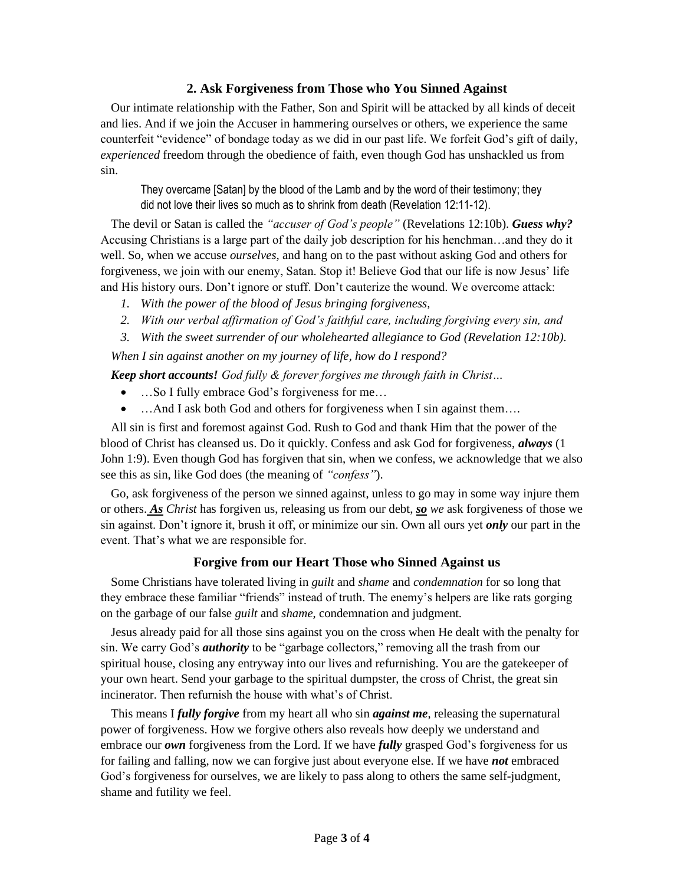## 2. Ask Forgiveness from Those who You Sinned Against

Our intimate relationship with the Father, Son and Spirit will be attacked by all kinds of deceit and lies. And if we join the Accuser in hammering ourselves or others, we experience the same counterfeit "evidence" of bondage today as we did in our past life. We forfeit God's gift of daily, *experienced* freedom through the obedience of faith, even though God has unshackled us from sin.

> They overcame [Satan] by the blood of the Lamb and by the word of their testimony; they did not love their lives so much as to shrink from death (Revelation 12:11-12).

The devil or Satan is called the *"accuser of God's people"* (Revelations 12:10b). ***Guess why?*** Accusing Christians is a large part of the daily job description for his henchman…and they do it well. So, when we accuse *ourselves*, and hang on to the past without asking God and others for forgiveness, we join with our enemy, Satan. Stop it! Believe God that our life is now Jesus' life and His history ours. Don't ignore or stuff. Don't cauterize the wound. We overcome attack:

1. *With the power of the blood of Jesus bringing forgiveness,*
2. *With our verbal affirmation of God's faithful care, including forgiving every sin, and*
3. *With the sweet surrender of our wholehearted allegiance to God (Revelation 12:10b).*

*When I sin against another on my journey of life, how do I respond?*

***Keep short accounts!*** *God fully & forever forgives me through faith in Christ…*

- …So I fully embrace God's forgiveness for me…
- …And I ask both God and others for forgiveness when I sin against them….

All sin is first and foremost against God. Rush to God and thank Him that the power of the blood of Christ has cleansed us. Do it quickly. Confess and ask God for forgiveness, ***always*** (1 John 1:9). Even though God has forgiven that sin, when we confess, we acknowledge that we also see this as sin, like God does (the meaning of *"confess"*).

Go, ask forgiveness of the person we sinned against, unless to go may in some way injure them or others. ***As*** *Christ* has forgiven us, releasing us from our debt, ***so*** *we* ask forgiveness of those we sin against. Don't ignore it, brush it off, or minimize our sin. Own all ours yet ***only*** our part in the event. That's what we are responsible for.

## Forgive from our Heart Those who Sinned Against us

Some Christians have tolerated living in *guilt* and *shame* and *condemnation* for so long that they embrace these familiar "friends" instead of truth. The enemy's helpers are like rats gorging on the garbage of our false *guilt* and *shame*, condemnation and judgment.

Jesus already paid for all those sins against you on the cross when He dealt with the penalty for sin. We carry God's ***authority*** to be "garbage collectors," removing all the trash from our spiritual house, closing any entryway into our lives and refurnishing. You are the gatekeeper of your own heart. Send your garbage to the spiritual dumpster, the cross of Christ, the great sin incinerator. Then refurnish the house with what's of Christ.

This means I ***fully forgive*** from my heart all who sin ***against me***, releasing the supernatural power of forgiveness. How we forgive others also reveals how deeply we understand and embrace our ***own*** forgiveness from the Lord. If we have ***fully*** grasped God's forgiveness for us for failing and falling, now we can forgive just about everyone else. If we have ***not*** embraced God's forgiveness for ourselves, we are likely to pass along to others the same self-judgment, shame and futility we feel.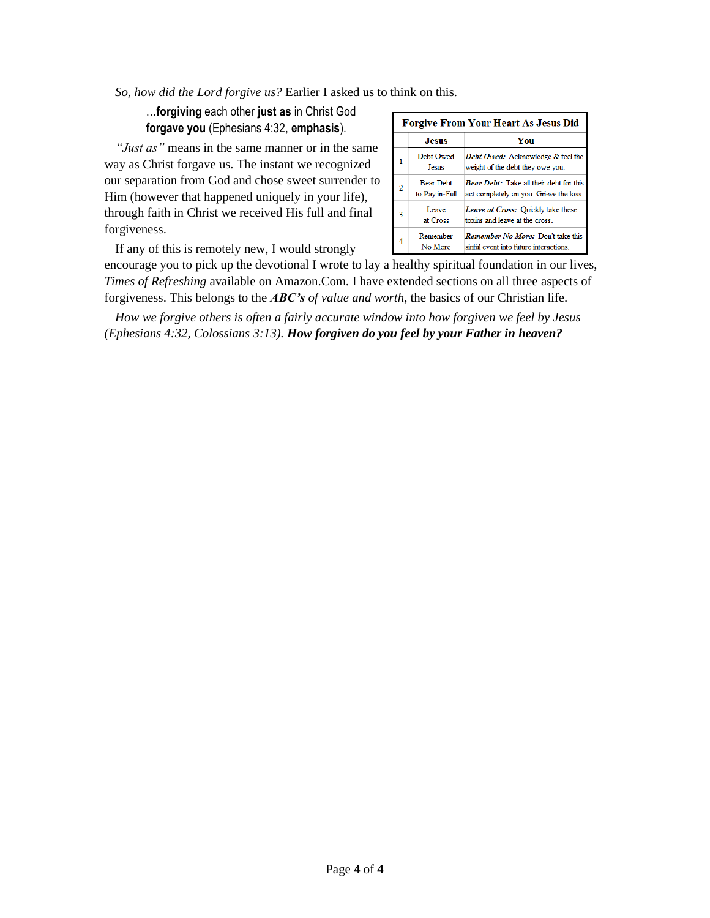*So, how did the Lord forgive us?* Earlier I asked us to think on this.

> …**forgiving** each other **just as** in Christ God **forgave you** (Ephesians 4:32, **emphasis**).

*"Just as"* means in the same manner or in the same way as Christ forgave us. The instant we recognized our separation from God and chose sweet surrender to Him (however that happened uniquely in your life), through faith in Christ we received His full and final forgiveness.

| **Forgive From Your Heart As Jesus Did** | | |
|---|---|---|
| | **Jesus** | **You** |
| 1 | Debt Owed Jesus | ***Debt Owed:*** Acknowledge & feel the weight of the debt they owe you. |
| 2 | Bear Debt to Pay in-Full | ***Bear Debt:*** Take all their debt for this act completely on you. Grieve the loss. |
| 3 | Leave at Cross | ***Leave at Cross:*** Quickly take these toxins and leave at the cross. |
| 4 | Remember No More | ***Remember No More:*** Don't take this sinful event into future interactions. |

If any of this is remotely new, I would strongly encourage you to pick up the devotional I wrote to lay a healthy spiritual foundation in our lives, *Times of Refreshing* available on Amazon.Com. I have extended sections on all three aspects of forgiveness. This belongs to the ***ABC's*** *of value and worth*, the basics of our Christian life.

*How we forgive others is often a fairly accurate window into how forgiven we feel by Jesus (Ephesians 4:32, Colossians 3:13).* ***How forgiven do you feel by your Father in heaven?***